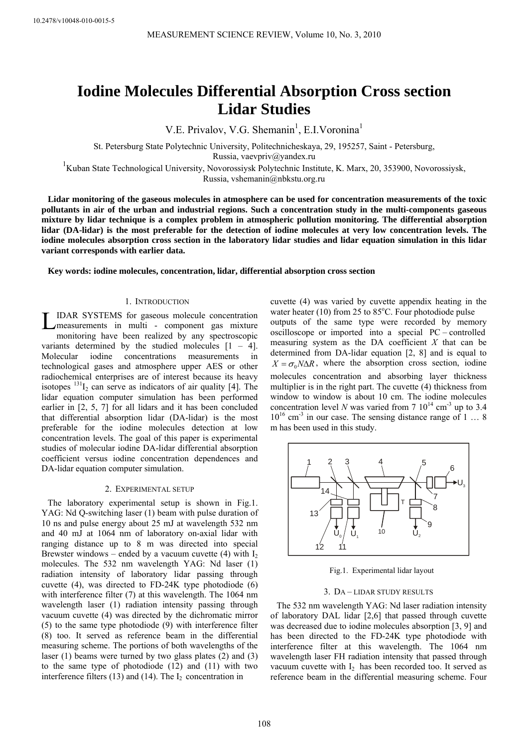# Iodine Molecules Differential Absorption Cross section Lidar Studies

V.E. Privalov, V.G. Shemanin[1], E.I.Voronina[1]

St. Petersburg State Polytechnic University, Politechnicheskaya, 29, 195257, Saint - Petersburg, Russia, vaevpriv@yandex.ru

[1]Kuban State Technological University, Novorossiysk Polytechnic Institute, K. Marx, 20, 353900, Novorossiysk, Russia, vshemanin@nbkstu.org.ru

**Lidar monitoring of the gaseous molecules in atmosphere can be used for concentration measurements of the toxic pollutants in air of the urban and industrial regions. Such a concentration study in the multi-components gaseous mixture by lidar technique is a complex problem in atmospheric pollution monitoring. The differential absorption lidar (DA-lidar) is the most preferable for the detection of iodine molecules at very low concentration levels. The iodine molecules absorption cross section in the laboratory lidar studies and lidar equation simulation in this lidar variant corresponds with earlier data.**

**Key words: iodine molecules, concentration, lidar, differential absorption cross section**

## 1. Introduction

LIDAR SYSTEMS for gaseous molecule concentration measurements in multi - component gas mixture monitoring have been realized by any spectroscopic variants determined by the studied molecules [1 – 4]. Molecular iodine concentrations measurements in technological gases and atmosphere upper AES or other radiochemical enterprises are of interest because its heavy isotopes $^{131}I_2$ can serve as indicators of air quality [4]. The lidar equation computer simulation has been performed earlier in [2, 5, 7] for all lidars and it has been concluded that differential absorption lidar (DA-lidar) is the most preferable for the iodine molecules detection at low concentration levels. The goal of this paper is experimental studies of molecular iodine DA-lidar differential absorption coefficient versus iodine concentration dependences and DA-lidar equation computer simulation.

## 2. Experimental setup

The laboratory experimental setup is shown in Fig.1. YAG: Nd Q-switching laser (1) beam with pulse duration of 10 ns and pulse energy about 25 mJ at wavelength 532 nm and 40 mJ at 1064 nm of laboratory on-axial lidar with ranging distance up to 8 m was directed into special Brewster windows – ended by a vacuum cuvette (4) with $I_2$ molecules. The 532 nm wavelength YAG: Nd laser (1) radiation intensity of laboratory lidar passing through cuvette (4), was directed to FD-24K type photodiode (6) with interference filter (7) at this wavelength. The 1064 nm wavelength laser (1) radiation intensity passing through vacuum cuvette (4) was directed by the dichromatic mirror (5) to the same type photodiode (9) with interference filter (8) too. It served as reference beam in the differential measuring scheme. The portions of both wavelengths of the laser (1) beams were turned by two glass plates (2) and (3) to the same type of photodiode (12) and (11) with two interference filters (13) and (14). The $I_2$ concentration in cuvette (4) was varied by cuvette appendix heating in the water heater (10) from 25 to 85°C. Four photodiode pulse outputs of the same type were recorded by memory oscilloscope or imported into a special PC – controlled measuring system as the DA coefficient $X$ that can be determined from DA-lidar equation [2, 8] and is equal to $X = \sigma_0 N \Delta R$, where the absorption cross section, iodine molecules concentration and absorbing layer thickness multiplier is in the right part. The cuvette (4) thickness from window to window is about 10 cm. The iodine molecules concentration level $N$ was varied from 7 $10^{14}$ cm$^{-3}$ up to 3.4 $10^{16}$ cm$^{-3}$ in our case. The sensing distance range of 1 … 8 m has been used in this study.

Fig.1. Experimental lidar layout

## 3. DA – lidar study results

The 532 nm wavelength YAG: Nd laser radiation intensity of laboratory DAL lidar [2,6] that passed through cuvette was decreased due to iodine molecules absorption [3, 9] and has been directed to the FD-24K type photodiode with interference filter at this wavelength. The 1064 nm wavelength laser FH radiation intensity that passed through vacuum cuvette with $I_2$ has been recorded too. It served as reference beam in the differential measuring scheme. Four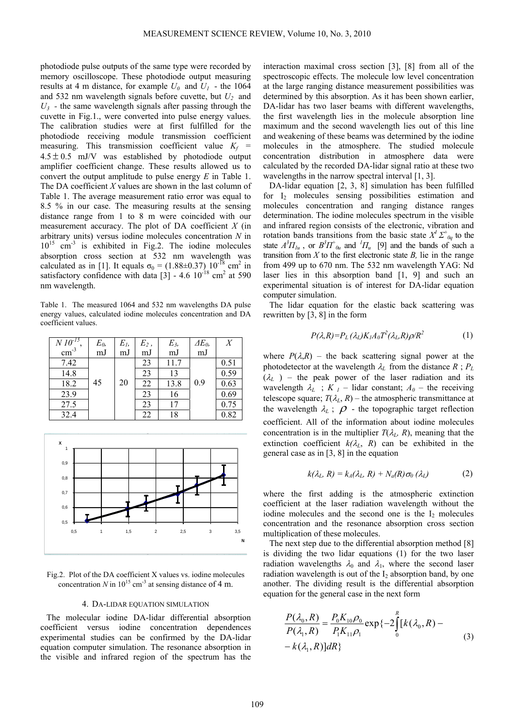photodiode pulse outputs of the same type were recorded by memory oscilloscope. These photodiode output measuring results at 4 m distance, for example $U_0$ and $U_1$ - the 1064 and 532 nm wavelength signals before cuvette, but $U_2$ and $U_3$ - the same wavelength signals after passing through the cuvette in Fig.1., were converted into pulse energy values. The calibration studies were at first fulfilled for the photodiode receiving module transmission coefficient measuring. This transmission coefficient value $K_f = 4.5 \pm 0.5$ mJ/V was established by photodiode output amplifier coefficient change. These results allowed us to convert the output amplitude to pulse energy $E$ in Table 1. The DA coefficient $X$ values are shown in the last column of Table 1. The average measurement ratio error was equal to 8.5 % in our case. The measuring results at the sensing distance range from 1 to 8 m were coincided with our measurement accuracy. The plot of DA coefficient $X$ (in arbitrary units) versus iodine molecules concentration $N$ in $10^{15}$ cm$^{-3}$ is exhibited in Fig.2. The iodine molecules absorption cross section at 532 nm wavelength was calculated as in [1]. It equals $\sigma_0 = (1.88 \pm 0.37)\ 10^{-18}$ cm$^2$ in satisfactory confidence with data [3] - 4.6 $10^{-18}$ cm$^2$ at 590 nm wavelength.

Table 1. The measured 1064 and 532 nm wavelengths DA pulse energy values, calculated iodine molecules concentration and DA coefficient values.

| $N\ 10^{-15}$, cm$^{-3}$ | $E_0$, mJ | $E_1$, mJ | $E_2$, mJ | $E_3$, mJ | $\Delta E_0$, mJ | $X$ |
|---|---|---|---|---|---|---|
| 7.42 | 45 | 20 | 23 | 11.7 | 0.9 | 0.51 |
| 14.8 | | | 23 | 13 | | 0.59 |
| 18.2 | | | 22 | 13.8 | | 0.63 |
| 23.9 | | | 23 | 16 | | 0.69 |
| 27.5 | | | 23 | 17 | | 0.75 |
| 32.4 | | | 22 | 18 | | 0.82 |

Fig.2. Plot of the DA coefficient X values vs. iodine molecules concentration $N$ in $10^{15}$ cm$^{-3}$ at sensing distance of 4 m.

## 4. DA-LIDAR EQUATION SIMULATION

The molecular iodine DA-lidar differential absorption coefficient versus iodine concentration dependences experimental studies can be confirmed by the DA-lidar equation computer simulation. The resonance absorption in the visible and infrared region of the spectrum has the interaction maximal cross section [3], [8] from all of the spectroscopic effects. The molecule low level concentration at the large ranging distance measurement possibilities was determined by this absorption. As it has been shown earlier, DA-lidar has two laser beams with different wavelengths, the first wavelength lies in the molecule absorption line maximum and the second wavelength lies out of this line and weakening of these beams was determined by the iodine molecules in the atmosphere. The studied molecule concentration distribution in atmosphere data were calculated by the recorded DA-lidar signal ratio at these two wavelengths in the narrow spectral interval [1, 3].

DA-lidar equation [2, 3, 8] simulation has been fulfilled for $I_2$ molecules sensing possibilities estimation and molecules concentration and ranging distance ranges determination. The iodine molecules spectrum in the visible and infrared region consists of the electronic, vibration and rotation bands transitions from the basic state $X^1\Sigma^+_{0q}$ to the state $A^3\Pi_{1u}$ , or $B^3\Pi^+_{0u}$ and $^1\Pi_u$ [9] and the bands of such a transition from $X$ to the first electronic state $B$, lie in the range from 499 up to 670 nm. The 532 nm wavelength YAG: Nd laser lies in this absorption band [1, 9] and such an experimental situation is of interest for DA-lidar equation computer simulation.

The lidar equation for the elastic back scattering was rewritten by [3, 8] in the form

$$P(\lambda,R)=P_L(\lambda_L)K_1A_0T^2(\lambda_L,R)\rho/R^2 \tag{1}$$

where $P(\lambda,R)$ – the back scattering signal power at the photodetector at the wavelength $\lambda_L$ from the distance $R$ ; $P_L(\lambda_L)$ – the peak power of the laser radiation and its wavelength $\lambda_L$ ; $K_1$ – lidar constant; $A_0$ – the receiving telescope square; $T(\lambda_L, R)$ – the atmospheric transmittance at the wavelength $\lambda_L$ ; $\rho$ - the topographic target reflection coefficient. All of the information about iodine molecules concentration is in the multiplier $T(\lambda_L, R)$, meaning that the extinction coefficient $k(\lambda_L, R)$ can be exhibited in the general case as in [3, 8] in the equation

$$k(\lambda_L, R) = k_A(\lambda_L, R) + N_a(R)\sigma_0(\lambda_L) \tag{2}$$

where the first adding is the atmospheric extinction coefficient at the laser radiation wavelength without the iodine molecules and the second one is the $I_2$ molecules concentration and the resonance absorption cross section multiplication of these molecules.

The next step due to the differential absorption method [8] is dividing the two lidar equations (1) for the two laser radiation wavelengths $\lambda_0$ and $\lambda_1$, where the second laser radiation wavelength is out of the $I_2$ absorption band, by one another. The dividing result is the differential absorption equation for the general case in the next form

$$\frac{P(\lambda_0,R)}{P(\lambda_1,R)} = \frac{P_0K_{10}\rho_0}{P_1K_{11}\rho_1}\exp\{-2\int_0^R[k(\lambda_0,R) - k(\lambda_1,R)]dR\} \tag{3}$$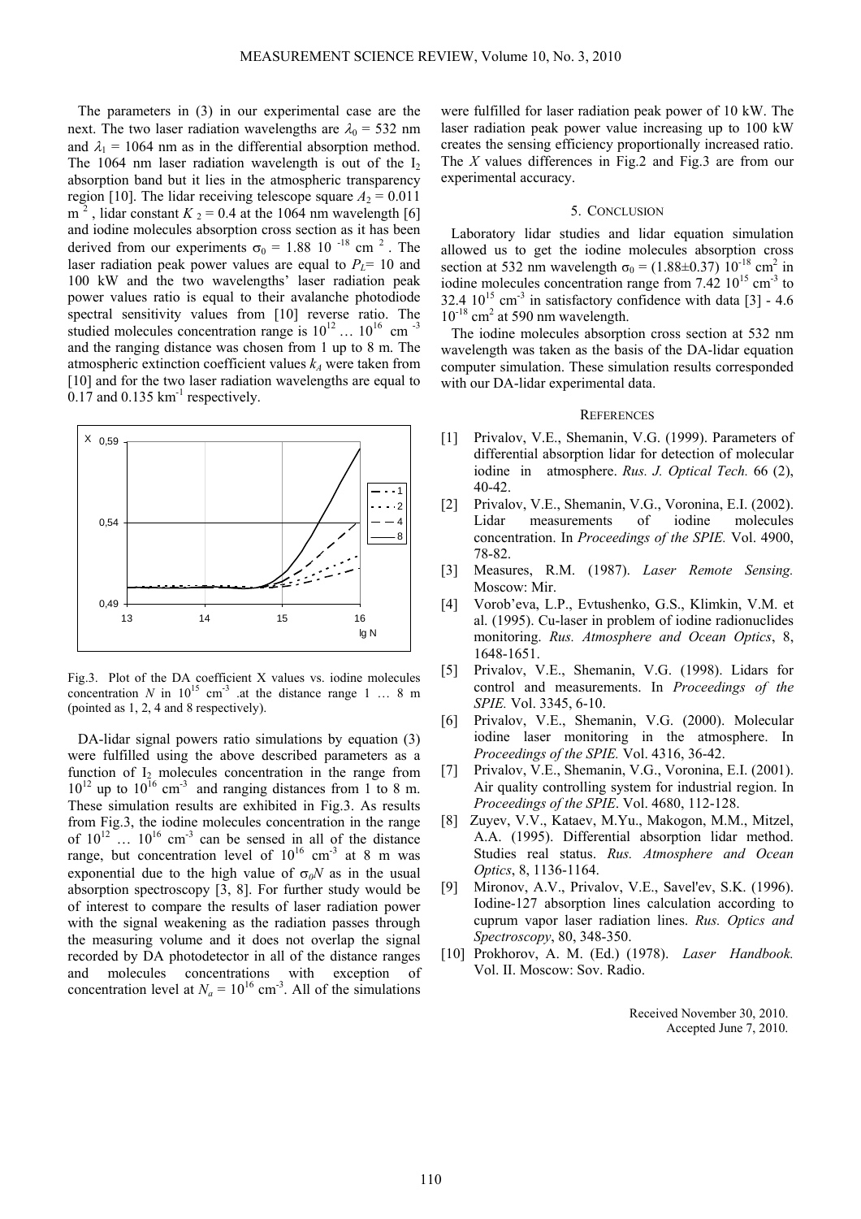The parameters in (3) in our experimental case are the next. The two laser radiation wavelengths are $\lambda_0$ = 532 nm and $\lambda_1$ = 1064 nm as in the differential absorption method. The 1064 nm laser radiation wavelength is out of the $I_2$ absorption band but it lies in the atmospheric transparency region [10]. The lidar receiving telescope square $A_2$ = 0.011 m$^2$, lidar constant $K_2$ = 0.4 at the 1064 nm wavelength [6] and iodine molecules absorption cross section as it has been derived from our experiments $\sigma_0$ = 1.88 10$^{-18}$ cm$^2$. The laser radiation peak power values are equal to $P_L$= 10 and 100 kW and the two wavelengths' laser radiation peak power values ratio is equal to their avalanche photodiode spectral sensitivity values from [10] reverse ratio. The studied molecules concentration range is $10^{12}$ … $10^{16}$ cm$^{-3}$ and the ranging distance was chosen from 1 up to 8 m. The atmospheric extinction coefficient values $k_A$ were taken from [10] and for the two laser radiation wavelengths are equal to 0.17 and 0.135 km$^{-1}$ respectively.

X
0,59
0,54
0,49
13
14
15
16
lg N
1
2
4
8

Fig.3. Plot of the DA coefficient X values vs. iodine molecules concentration $N$ in $10^{15}$ cm$^{-3}$ .at the distance range 1 … 8 m (pointed as 1, 2, 4 and 8 respectively).

DA-lidar signal powers ratio simulations by equation (3) were fulfilled using the above described parameters as a function of $I_2$ molecules concentration in the range from $10^{12}$ up to $10^{16}$ cm$^{-3}$ and ranging distances from 1 to 8 m. These simulation results are exhibited in Fig.3. As results from Fig.3, the iodine molecules concentration in the range of $10^{12}$ … $10^{16}$ cm$^{-3}$ can be sensed in all of the distance range, but concentration level of $10^{16}$ cm$^{-3}$ at 8 m was exponential due to the high value of $\sigma_0 N$ as in the usual absorption spectroscopy [3, 8]. For further study would be of interest to compare the results of laser radiation power with the signal weakening as the radiation passes through the measuring volume and it does not overlap the signal recorded by DA photodetector in all of the distance ranges and molecules concentrations with exception of concentration level at $N_a$ = $10^{16}$ cm$^{-3}$. All of the simulations were fulfilled for laser radiation peak power of 10 kW. The laser radiation peak power value increasing up to 100 kW creates the sensing efficiency proportionally increased ratio. The $X$ values differences in Fig.2 and Fig.3 are from our experimental accuracy.

## 5. Conclusion

Laboratory lidar studies and lidar equation simulation allowed us to get the iodine molecules absorption cross section at 532 nm wavelength $\sigma_0$ = (1.88±0.37) 10$^{-18}$ cm$^2$ in iodine molecules concentration range from 7.42 10$^{15}$ cm$^{-3}$ to 32.4 10$^{15}$ cm$^{-3}$ in satisfactory confidence with data [3] - 4.6 10$^{-18}$ cm$^2$ at 590 nm wavelength.

The iodine molecules absorption cross section at 532 nm wavelength was taken as the basis of the DA-lidar equation computer simulation. These simulation results corresponded with our DA-lidar experimental data.

## References

[1] Privalov, V.E., Shemanin, V.G. (1999). Parameters of differential absorption lidar for detection of molecular iodine in atmosphere. *Rus. J. Optical Tech.* 66 (2), 40-42.

[2] Privalov, V.E., Shemanin, V.G., Voronina, E.I. (2002). Lidar measurements of iodine molecules concentration. In *Proceedings of the SPIE.* Vol. 4900, 78-82.

[3] Measures, R.M. (1987). *Laser Remote Sensing.* Moscow: Mir.

[4] Vorob'eva, L.P., Evtushenko, G.S., Klimkin, V.M. et al. (1995). Cu-laser in problem of iodine radionuclides monitoring. *Rus. Atmosphere and Ocean Optics*, 8, 1648-1651.

[5] Privalov, V.E., Shemanin, V.G. (1998). Lidars for control and measurements. In *Proceedings of the SPIE.* Vol. 3345, 6-10.

[6] Privalov, V.E., Shemanin, V.G. (2000). Molecular iodine laser monitoring in the atmosphere. In *Proceedings of the SPIE.* Vol. 4316, 36-42.

[7] Privalov, V.E., Shemanin, V.G., Voronina, E.I. (2001). Air quality controlling system for industrial region. In *Proceedings of the SPIE*. Vol. 4680, 112-128.

[8] Zuyev, V.V., Kataev, M.Yu., Makogon, M.M., Mitzel, A.A. (1995). Differential absorption lidar method. Studies real status. *Rus. Atmosphere and Ocean Optics*, 8, 1136-1164.

[9] Mironov, A.V., Privalov, V.E., Savel'ev, S.K. (1996). Iodine-127 absorption lines calculation according to cuprum vapor laser radiation lines. *Rus. Optics and Spectroscopy*, 80, 348-350.

[10] Prokhorov, A. M. (Ed.) (1978). *Laser Handbook.* Vol. II. Moscow: Sov. Radio.

Received November 30, 2010.
Accepted June 7, 2010.